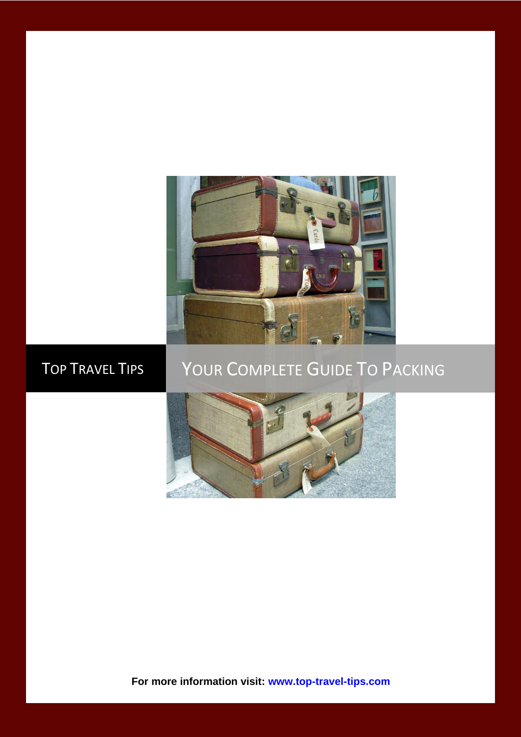TOP TRAVEL TIPS

# YOUR COMPLETE GUIDE TO PACKING

**For more information visit: www.top-travel-tips.com**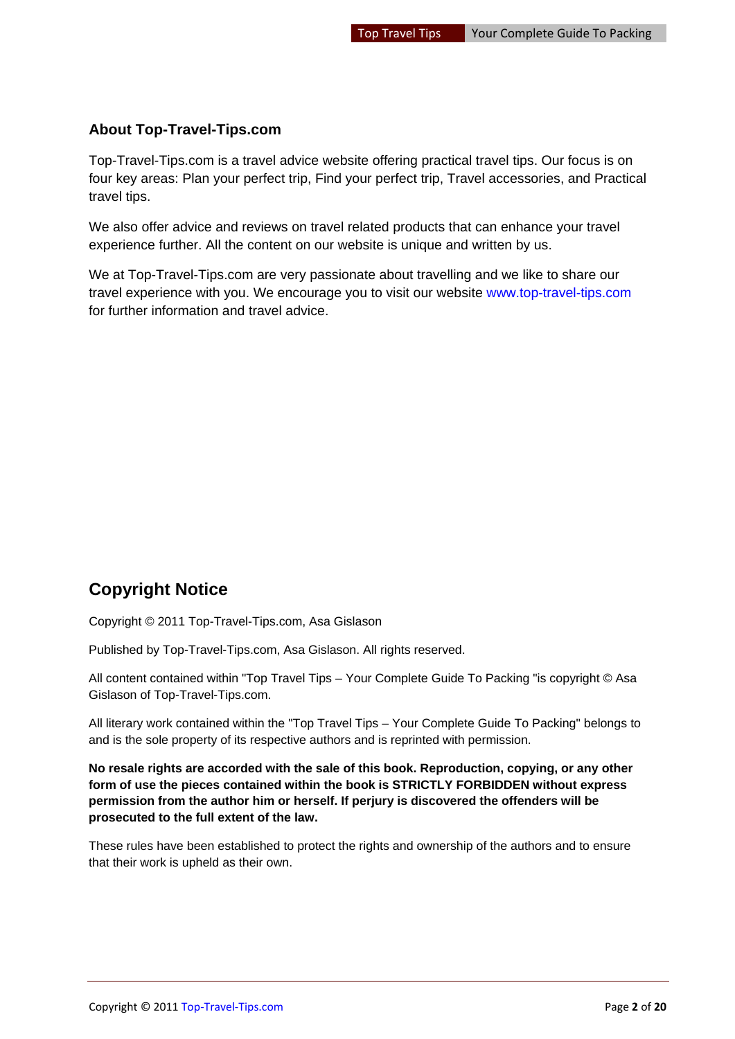### About Top-Travel-Tips.com

Top-Travel-Tips.com is a travel advice website offering practical travel tips. Our focus is on four key areas: Plan your perfect trip, Find your perfect trip, Travel accessories, and Practical travel tips.

We also offer advice and reviews on travel related products that can enhance your travel experience further. All the content on our website is unique and written by us.

We at Top-Travel-Tips.com are very passionate about travelling and we like to share our travel experience with you. We encourage you to visit our website www.top-travel-tips.com for further information and travel advice.

## Copyright Notice

Copyright © 2011 Top-Travel-Tips.com, Asa Gislason

Published by Top-Travel-Tips.com, Asa Gislason. All rights reserved.

All content contained within "Top Travel Tips – Your Complete Guide To Packing "is copyright © Asa Gislason of Top-Travel-Tips.com.

All literary work contained within the "Top Travel Tips – Your Complete Guide To Packing" belongs to and is the sole property of its respective authors and is reprinted with permission.

**No resale rights are accorded with the sale of this book. Reproduction, copying, or any other form of use the pieces contained within the book is STRICTLY FORBIDDEN without express permission from the author him or herself. If perjury is discovered the offenders will be prosecuted to the full extent of the law.**

These rules have been established to protect the rights and ownership of the authors and to ensure that their work is upheld as their own.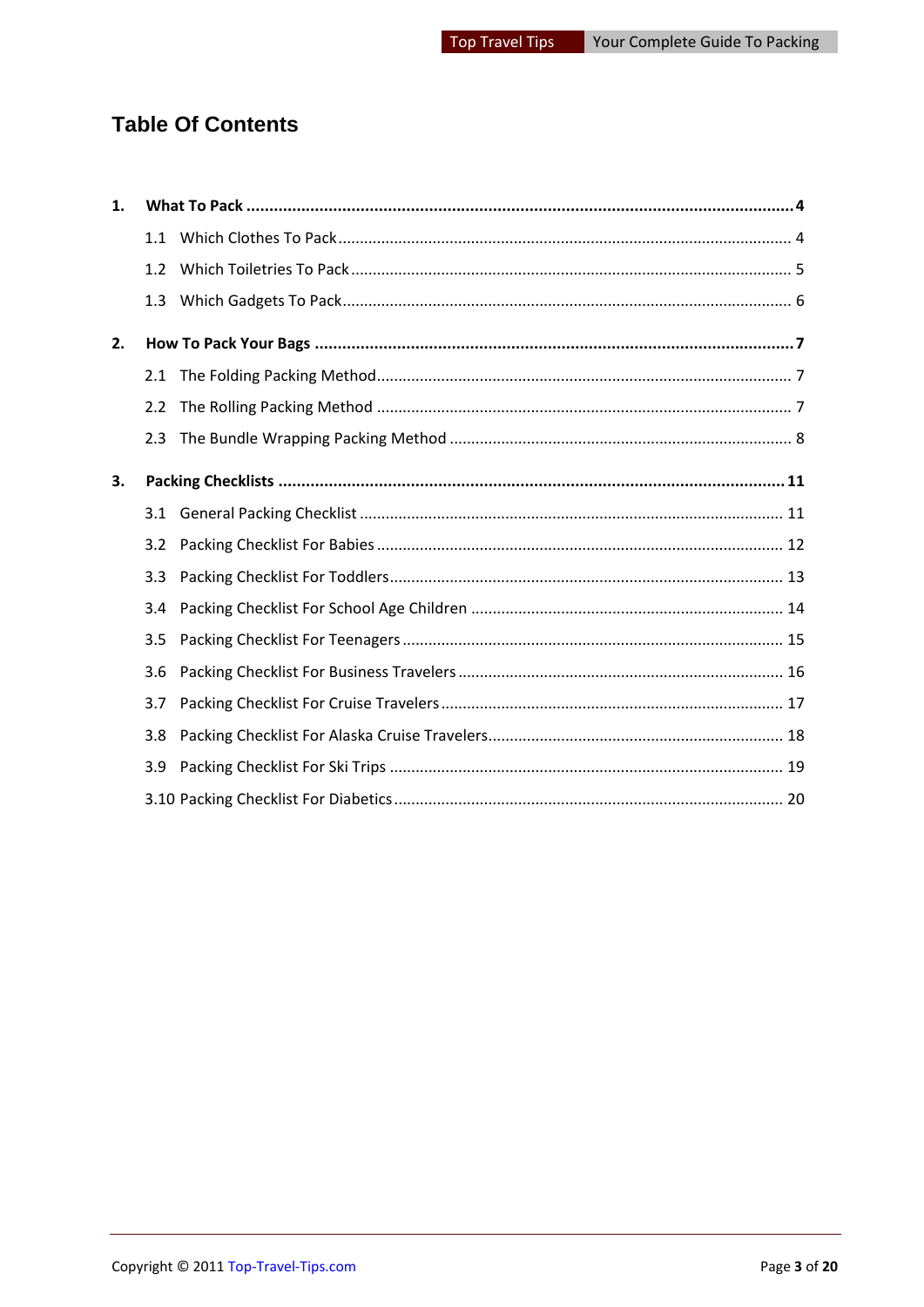# Table Of Contents

**1. What To Pack** ........................................................................................................ **4**

- 1.1 Which Clothes To Pack ........................................................................................ 4
- 1.2 Which Toiletries To Pack ..................................................................................... 5
- 1.3 Which Gadgets To Pack ....................................................................................... 6

**2. How To Pack Your Bags** ............................................................................................ **7**

- 2.1 The Folding Packing Method ............................................................................... 7
- 2.2 The Rolling Packing Method ............................................................................... 7
- 2.3 The Bundle Wrapping Packing Method ............................................................... 8

**3. Packing Checklists** ................................................................................................... **11**

- 3.1 General Packing Checklist .................................................................................. 11
- 3.2 Packing Checklist For Babies .............................................................................. 12
- 3.3 Packing Checklist For Toddlers ........................................................................... 13
- 3.4 Packing Checklist For School Age Children ......................................................... 14
- 3.5 Packing Checklist For Teenagers ......................................................................... 15
- 3.6 Packing Checklist For Business Travelers ........................................................... 16
- 3.7 Packing Checklist For Cruise Travelers ............................................................... 17
- 3.8 Packing Checklist For Alaska Cruise Travelers .................................................... 18
- 3.9 Packing Checklist For Ski Trips ........................................................................... 19
- 3.10 Packing Checklist For Diabetics ......................................................................... 20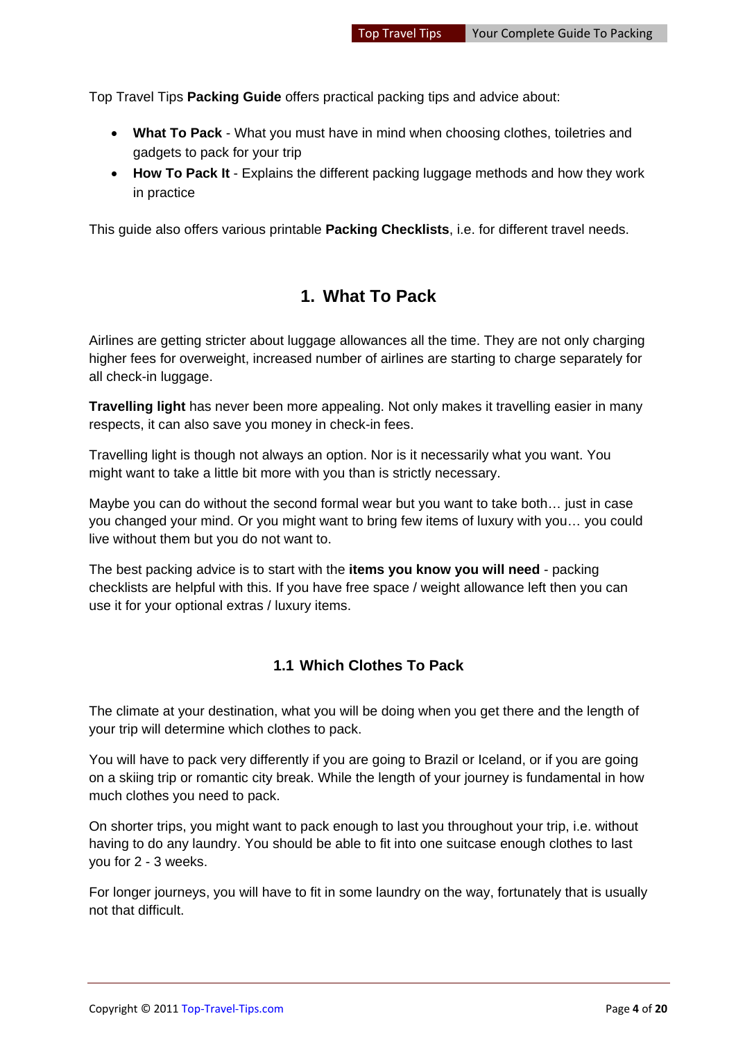Top Travel Tips **Packing Guide** offers practical packing tips and advice about:

- **What To Pack** - What you must have in mind when choosing clothes, toiletries and gadgets to pack for your trip
- **How To Pack It** - Explains the different packing luggage methods and how they work in practice

This guide also offers various printable **Packing Checklists**, i.e. for different travel needs.

# 1. What To Pack

Airlines are getting stricter about luggage allowances all the time. They are not only charging higher fees for overweight, increased number of airlines are starting to charge separately for all check-in luggage.

**Travelling light** has never been more appealing. Not only makes it travelling easier in many respects, it can also save you money in check-in fees.

Travelling light is though not always an option. Nor is it necessarily what you want. You might want to take a little bit more with you than is strictly necessary.

Maybe you can do without the second formal wear but you want to take both… just in case you changed your mind. Or you might want to bring few items of luxury with you… you could live without them but you do not want to.

The best packing advice is to start with the **items you know you will need** - packing checklists are helpful with this. If you have free space / weight allowance left then you can use it for your optional extras / luxury items.

## 1.1 Which Clothes To Pack

The climate at your destination, what you will be doing when you get there and the length of your trip will determine which clothes to pack.

You will have to pack very differently if you are going to Brazil or Iceland, or if you are going on a skiing trip or romantic city break. While the length of your journey is fundamental in how much clothes you need to pack.

On shorter trips, you might want to pack enough to last you throughout your trip, i.e. without having to do any laundry. You should be able to fit into one suitcase enough clothes to last you for 2 - 3 weeks.

For longer journeys, you will have to fit in some laundry on the way, fortunately that is usually not that difficult.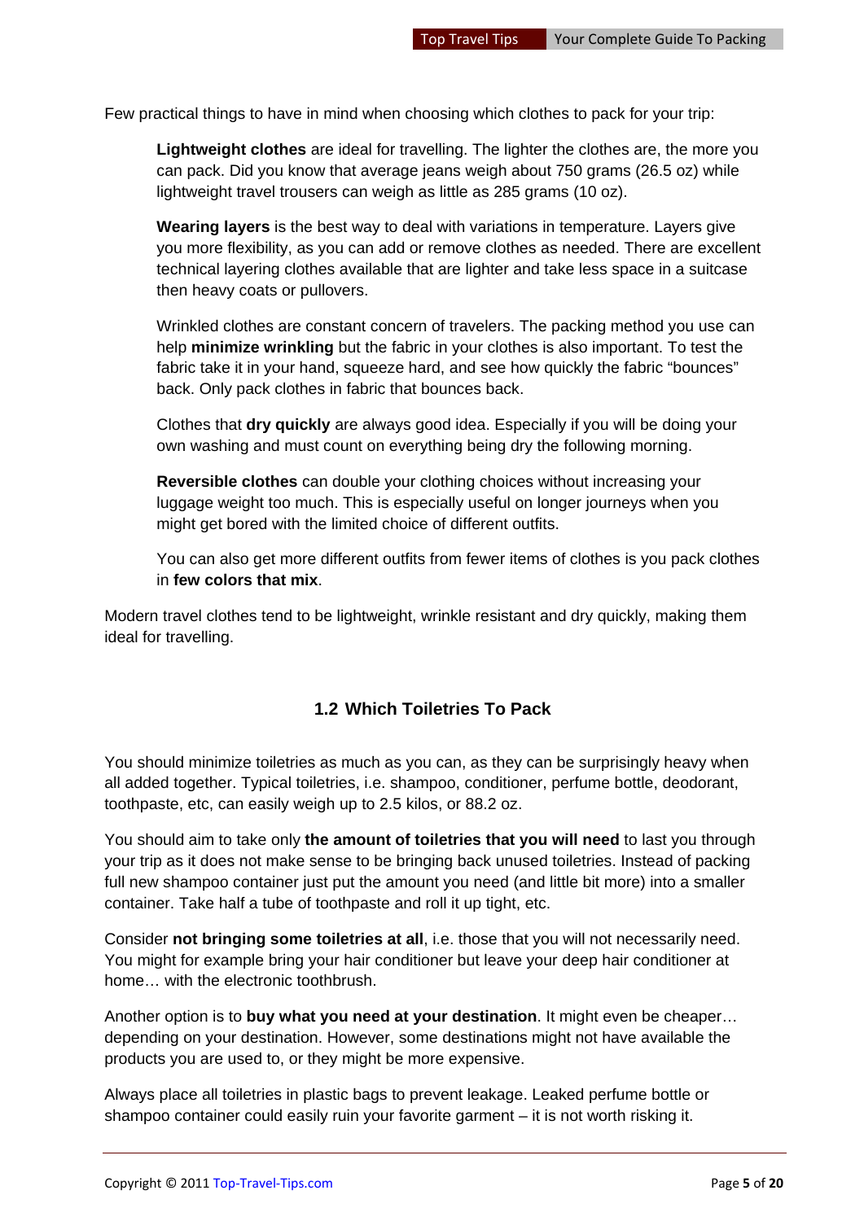Few practical things to have in mind when choosing which clothes to pack for your trip:

> **Lightweight clothes** are ideal for travelling. The lighter the clothes are, the more you can pack. Did you know that average jeans weigh about 750 grams (26.5 oz) while lightweight travel trousers can weigh as little as 285 grams (10 oz).
>
> **Wearing layers** is the best way to deal with variations in temperature. Layers give you more flexibility, as you can add or remove clothes as needed. There are excellent technical layering clothes available that are lighter and take less space in a suitcase then heavy coats or pullovers.
>
> Wrinkled clothes are constant concern of travelers. The packing method you use can help **minimize wrinkling** but the fabric in your clothes is also important. To test the fabric take it in your hand, squeeze hard, and see how quickly the fabric "bounces" back. Only pack clothes in fabric that bounces back.
>
> Clothes that **dry quickly** are always good idea. Especially if you will be doing your own washing and must count on everything being dry the following morning.
>
> **Reversible clothes** can double your clothing choices without increasing your luggage weight too much. This is especially useful on longer journeys when you might get bored with the limited choice of different outfits.
>
> You can also get more different outfits from fewer items of clothes is you pack clothes in **few colors that mix**.

Modern travel clothes tend to be lightweight, wrinkle resistant and dry quickly, making them ideal for travelling.

## 1.2 Which Toiletries To Pack

You should minimize toiletries as much as you can, as they can be surprisingly heavy when all added together. Typical toiletries, i.e. shampoo, conditioner, perfume bottle, deodorant, toothpaste, etc, can easily weigh up to 2.5 kilos, or 88.2 oz.

You should aim to take only **the amount of toiletries that you will need** to last you through your trip as it does not make sense to be bringing back unused toiletries. Instead of packing full new shampoo container just put the amount you need (and little bit more) into a smaller container. Take half a tube of toothpaste and roll it up tight, etc.

Consider **not bringing some toiletries at all**, i.e. those that you will not necessarily need. You might for example bring your hair conditioner but leave your deep hair conditioner at home… with the electronic toothbrush.

Another option is to **buy what you need at your destination**. It might even be cheaper… depending on your destination. However, some destinations might not have available the products you are used to, or they might be more expensive.

Always place all toiletries in plastic bags to prevent leakage. Leaked perfume bottle or shampoo container could easily ruin your favorite garment – it is not worth risking it.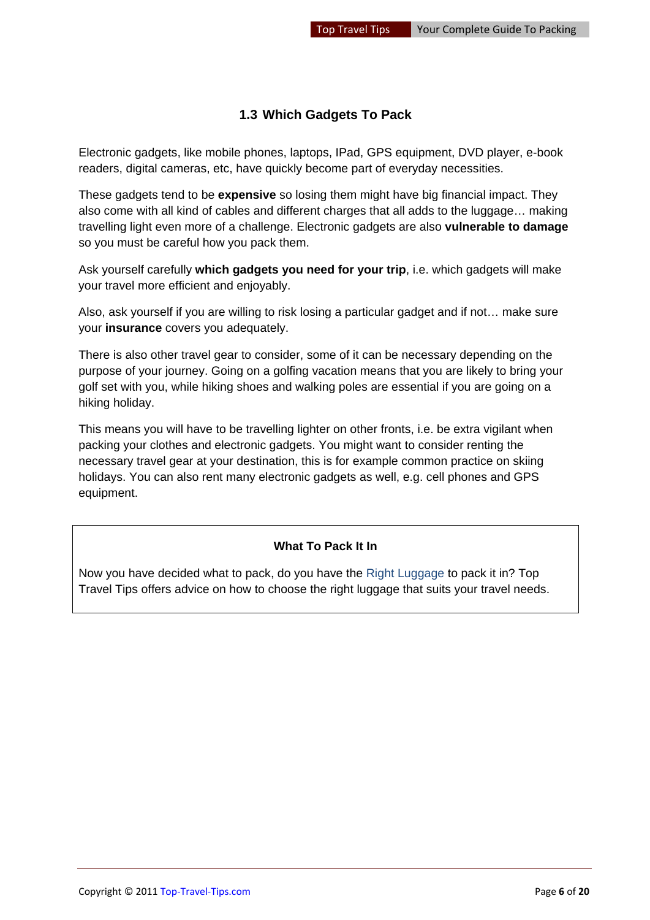## 1.3 Which Gadgets To Pack

Electronic gadgets, like mobile phones, laptops, IPad, GPS equipment, DVD player, e-book readers, digital cameras, etc, have quickly become part of everyday necessities.

These gadgets tend to be **expensive** so losing them might have big financial impact. They also come with all kind of cables and different charges that all adds to the luggage… making travelling light even more of a challenge. Electronic gadgets are also **vulnerable to damage** so you must be careful how you pack them.

Ask yourself carefully **which gadgets you need for your trip**, i.e. which gadgets will make your travel more efficient and enjoyably.

Also, ask yourself if you are willing to risk losing a particular gadget and if not… make sure your **insurance** covers you adequately.

There is also other travel gear to consider, some of it can be necessary depending on the purpose of your journey. Going on a golfing vacation means that you are likely to bring your golf set with you, while hiking shoes and walking poles are essential if you are going on a hiking holiday.

This means you will have to be travelling lighter on other fronts, i.e. be extra vigilant when packing your clothes and electronic gadgets. You might want to consider renting the necessary travel gear at your destination, this is for example common practice on skiing holidays. You can also rent many electronic gadgets as well, e.g. cell phones and GPS equipment.

**What To Pack It In**

Now you have decided what to pack, do you have the Right Luggage to pack it in? Top Travel Tips offers advice on how to choose the right luggage that suits your travel needs.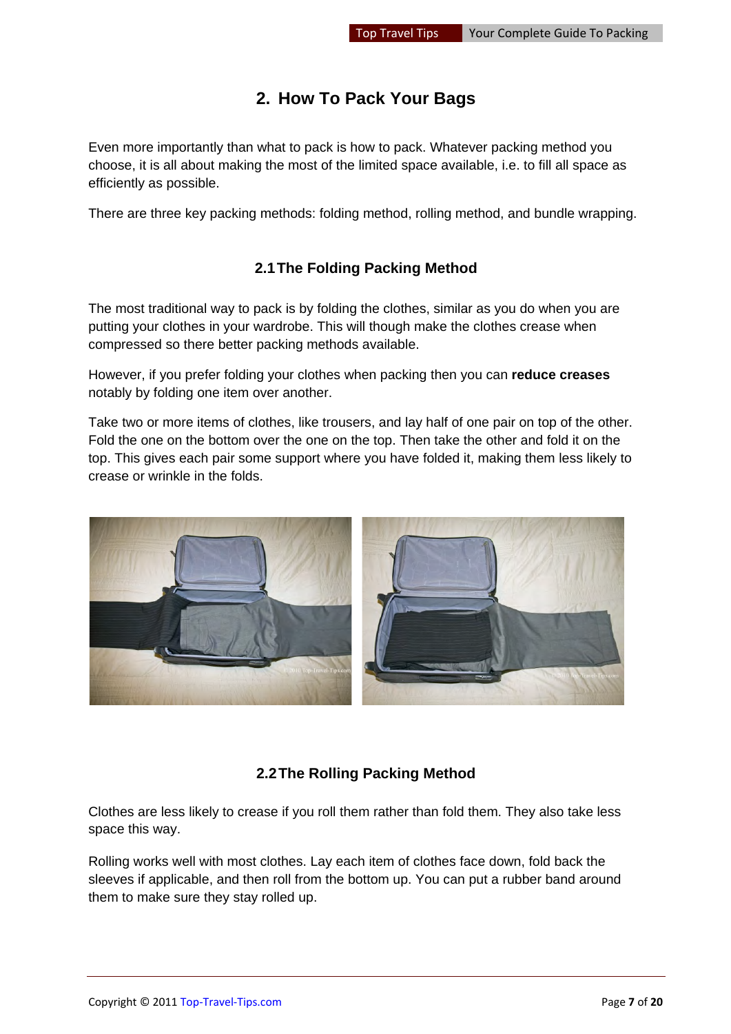## 2. How To Pack Your Bags

Even more importantly than what to pack is how to pack. Whatever packing method you choose, it is all about making the most of the limited space available, i.e. to fill all space as efficiently as possible.

There are three key packing methods: folding method, rolling method, and bundle wrapping.

### 2.1 The Folding Packing Method

The most traditional way to pack is by folding the clothes, similar as you do when you are putting your clothes in your wardrobe. This will though make the clothes crease when compressed so there better packing methods available.

However, if you prefer folding your clothes when packing then you can **reduce creases** notably by folding one item over another.

Take two or more items of clothes, like trousers, and lay half of one pair on top of the other. Fold the one on the bottom over the one on the top. Then take the other and fold it on the top. This gives each pair some support where you have folded it, making them less likely to crease or wrinkle in the folds.

### 2.2 The Rolling Packing Method

Clothes are less likely to crease if you roll them rather than fold them. They also take less space this way.

Rolling works well with most clothes. Lay each item of clothes face down, fold back the sleeves if applicable, and then roll from the bottom up. You can put a rubber band around them to make sure they stay rolled up.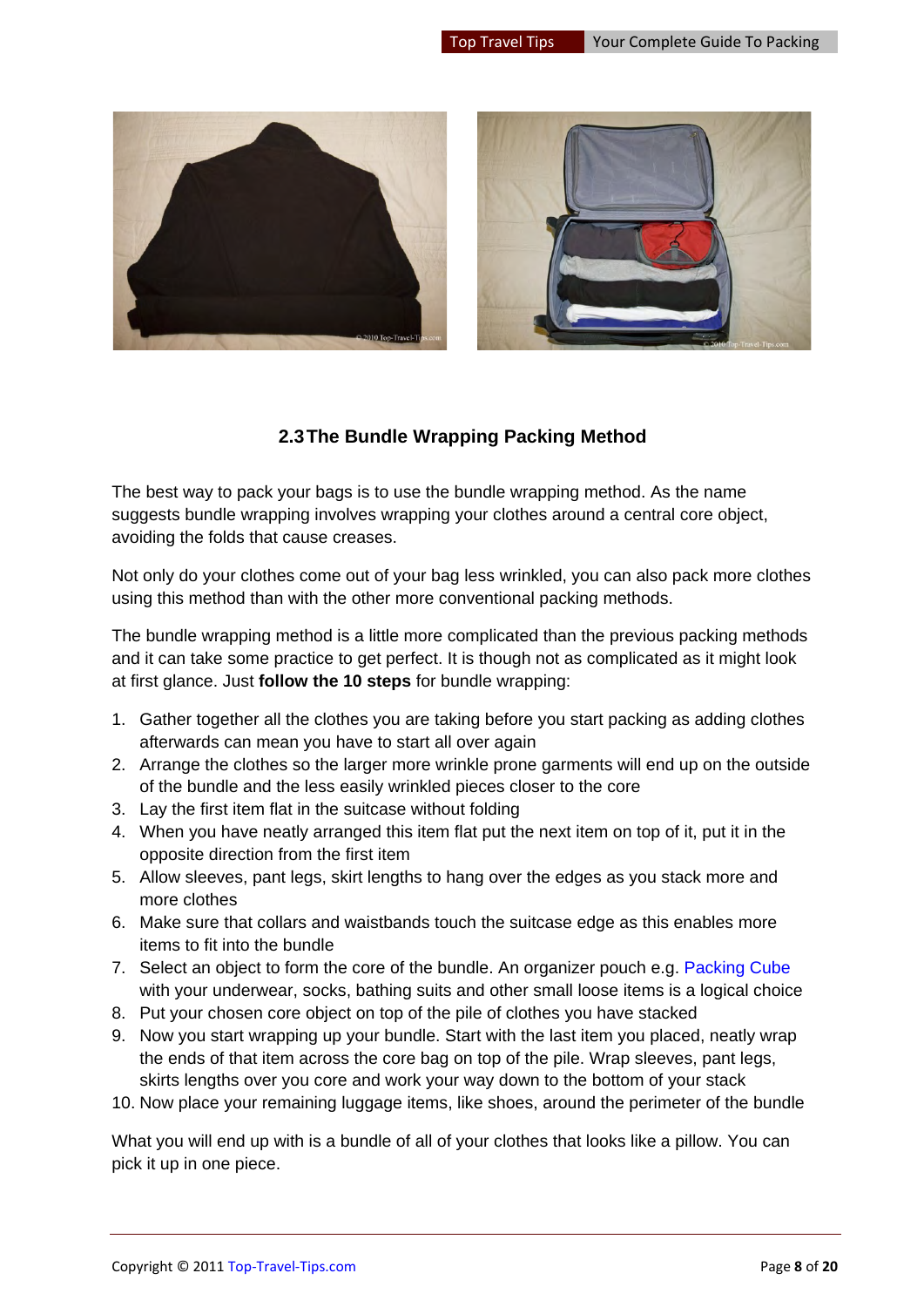## 2.3 The Bundle Wrapping Packing Method

The best way to pack your bags is to use the bundle wrapping method. As the name suggests bundle wrapping involves wrapping your clothes around a central core object, avoiding the folds that cause creases.

Not only do your clothes come out of your bag less wrinkled, you can also pack more clothes using this method than with the other more conventional packing methods.

The bundle wrapping method is a little more complicated than the previous packing methods and it can take some practice to get perfect. It is though not as complicated as it might look at first glance. Just **follow the 10 steps** for bundle wrapping:

1. Gather together all the clothes you are taking before you start packing as adding clothes afterwards can mean you have to start all over again
2. Arrange the clothes so the larger more wrinkle prone garments will end up on the outside of the bundle and the less easily wrinkled pieces closer to the core
3. Lay the first item flat in the suitcase without folding
4. When you have neatly arranged this item flat put the next item on top of it, put it in the opposite direction from the first item
5. Allow sleeves, pant legs, skirt lengths to hang over the edges as you stack more and more clothes
6. Make sure that collars and waistbands touch the suitcase edge as this enables more items to fit into the bundle
7. Select an object to form the core of the bundle. An organizer pouch e.g. Packing Cube with your underwear, socks, bathing suits and other small loose items is a logical choice
8. Put your chosen core object on top of the pile of clothes you have stacked
9. Now you start wrapping up your bundle. Start with the last item you placed, neatly wrap the ends of that item across the core bag on top of the pile. Wrap sleeves, pant legs, skirts lengths over you core and work your way down to the bottom of your stack
10. Now place your remaining luggage items, like shoes, around the perimeter of the bundle

What you will end up with is a bundle of all of your clothes that looks like a pillow. You can pick it up in one piece.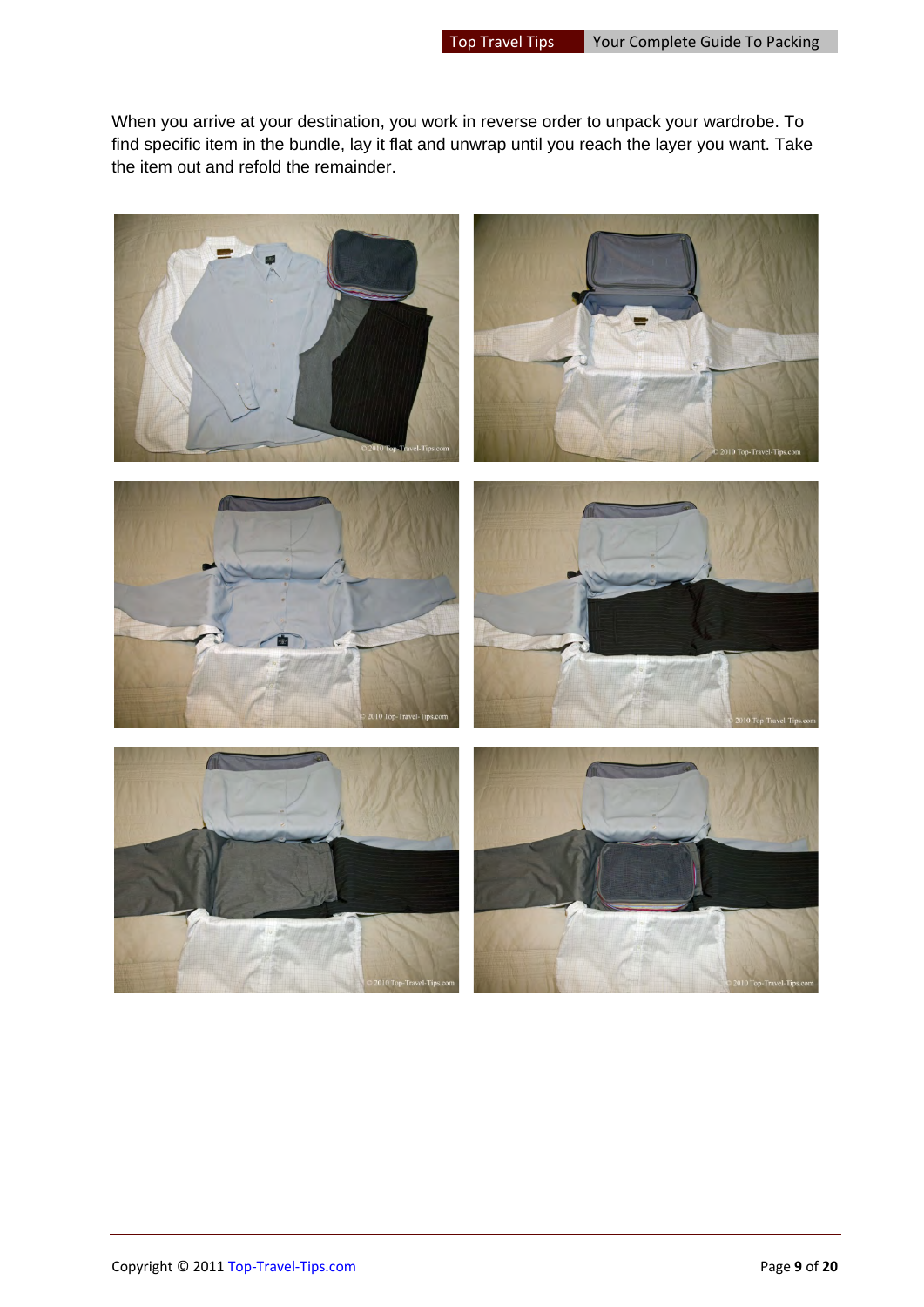When you arrive at your destination, you work in reverse order to unpack your wardrobe. To find specific item in the bundle, lay it flat and unwrap until you reach the layer you want. Take the item out and refold the remainder.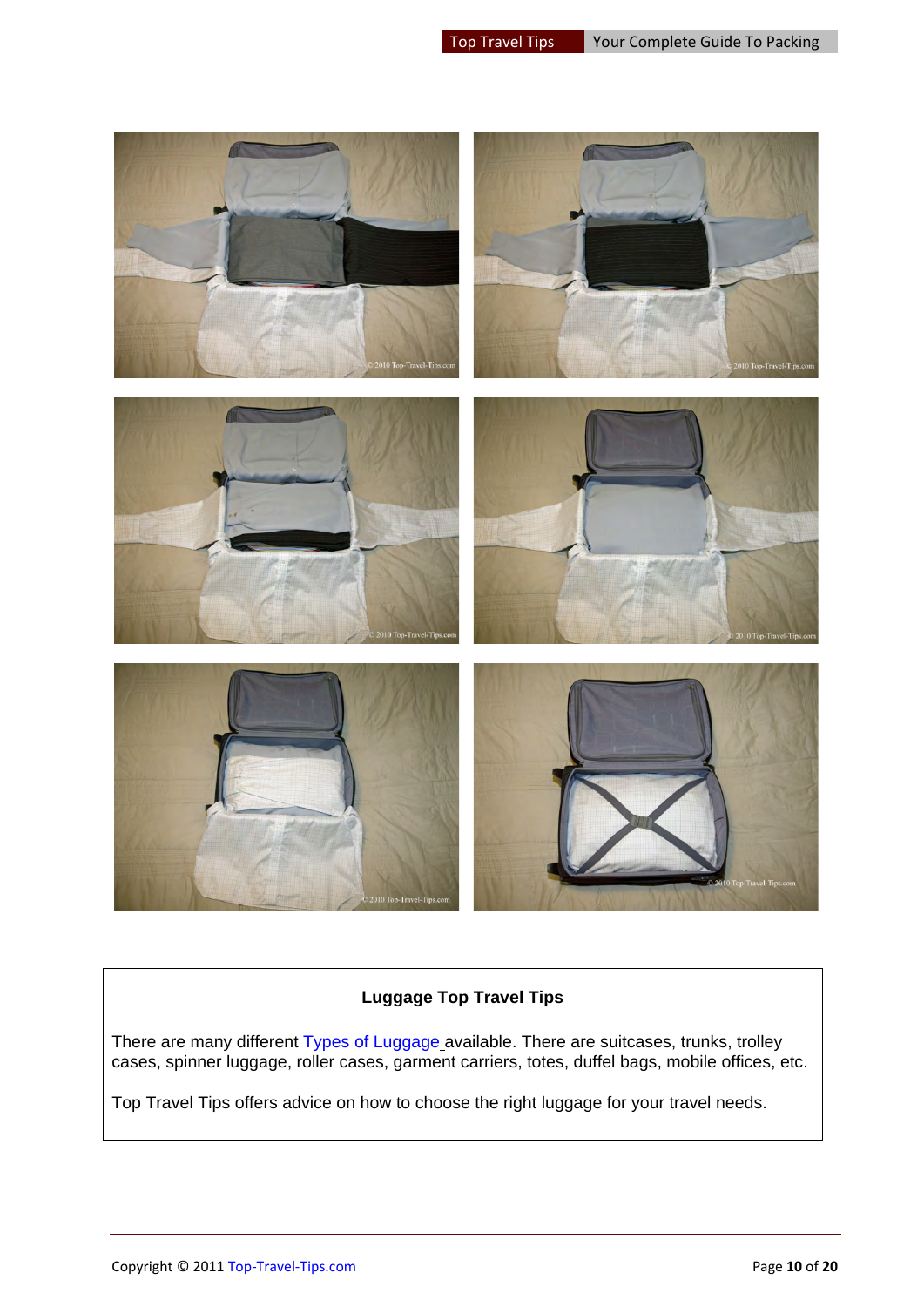## Luggage Top Travel Tips

There are many different Types of Luggage available. There are suitcases, trunks, trolley cases, spinner luggage, roller cases, garment carriers, totes, duffel bags, mobile offices, etc.

Top Travel Tips offers advice on how to choose the right luggage for your travel needs.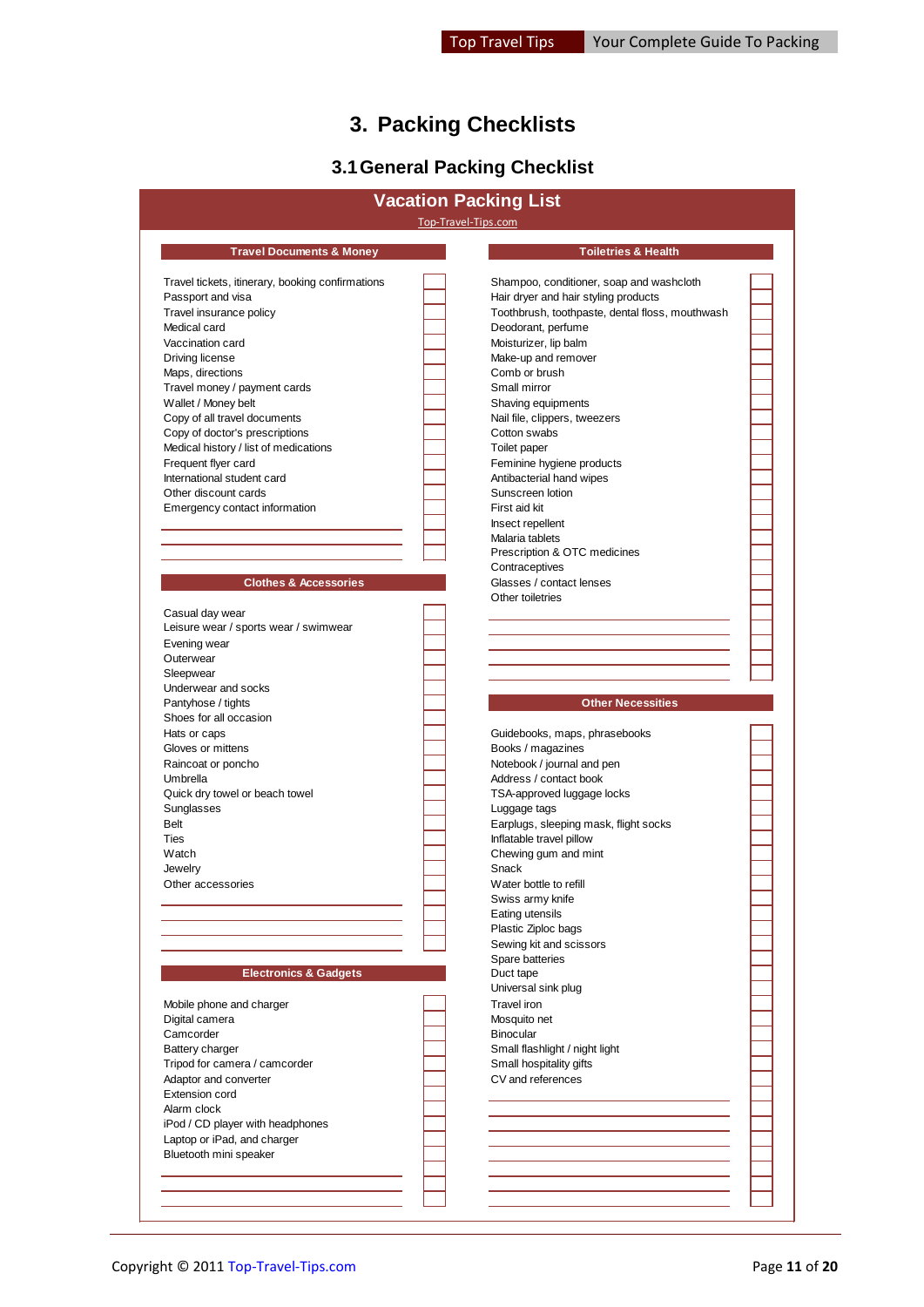# 3. Packing Checklists

## 3.1 General Packing Checklist

### Vacation Packing List

Top-Travel-Tips.com

#### Travel Documents & Money

- [ ] Travel tickets, itinerary, booking confirmations
- [ ] Passport and visa
- [ ] Travel insurance policy
- [ ] Medical card
- [ ] Vaccination card
- [ ] Driving license
- [ ] Maps, directions
- [ ] Travel money / payment cards
- [ ] Wallet / Money belt
- [ ] Copy of all travel documents
- [ ] Copy of doctor's prescriptions
- [ ] Medical history / list of medications
- [ ] Frequent flyer card
- [ ] International student card
- [ ] Other discount cards
- [ ] Emergency contact information
- [ ] ______________________
- [ ] ______________________
- [ ] ______________________

#### Clothes & Accessories

- [ ] Casual day wear
- [ ] Leisure wear / sports wear / swimwear
- [ ] Evening wear
- [ ] Outerwear
- [ ] Sleepwear
- [ ] Underwear and socks
- [ ] Pantyhose / tights
- [ ] Shoes for all occasion
- [ ] Hats or caps
- [ ] Gloves or mittens
- [ ] Raincoat or poncho
- [ ] Umbrella
- [ ] Quick dry towel or beach towel
- [ ] Sunglasses
- [ ] Belt
- [ ] Ties
- [ ] Watch
- [ ] Jewelry
- [ ] Other accessories
- [ ] ______________________
- [ ] ______________________
- [ ] ______________________

#### Electronics & Gadgets

- [ ] Mobile phone and charger
- [ ] Digital camera
- [ ] Camcorder
- [ ] Battery charger
- [ ] Tripod for camera / camcorder
- [ ] Adaptor and converter
- [ ] Extension cord
- [ ] Alarm clock
- [ ] iPod / CD player with headphones
- [ ] Laptop or iPad, and charger
- [ ] Bluetooth mini speaker
- [ ] ______________________
- [ ] ______________________
- [ ] ______________________

#### Toiletries & Health

- [ ] Shampoo, conditioner, soap and washcloth
- [ ] Hair dryer and hair styling products
- [ ] Toothbrush, toothpaste, dental floss, mouthwash
- [ ] Deodorant, perfume
- [ ] Moisturizer, lip balm
- [ ] Make-up and remover
- [ ] Comb or brush
- [ ] Small mirror
- [ ] Shaving equipments
- [ ] Nail file, clippers, tweezers
- [ ] Cotton swabs
- [ ] Toilet paper
- [ ] Feminine hygiene products
- [ ] Antibacterial hand wipes
- [ ] Sunscreen lotion
- [ ] First aid kit
- [ ] Insect repellent
- [ ] Malaria tablets
- [ ] Prescription & OTC medicines
- [ ] Contraceptives
- [ ] Glasses / contact lenses
- [ ] Other toiletries
- [ ] ______________________
- [ ] ______________________
- [ ] ______________________
- [ ] ______________________

#### Other Necessities

- [ ] Guidebooks, maps, phrasebooks
- [ ] Books / magazines
- [ ] Notebook / journal and pen
- [ ] Address / contact book
- [ ] TSA-approved luggage locks
- [ ] Luggage tags
- [ ] Earplugs, sleeping mask, flight socks
- [ ] Inflatable travel pillow
- [ ] Chewing gum and mint
- [ ] Snack
- [ ] Water bottle to refill
- [ ] Swiss army knife
- [ ] Eating utensils
- [ ] Plastic Ziploc bags
- [ ] Sewing kit and scissors
- [ ] Spare batteries
- [ ] Duct tape
- [ ] Universal sink plug
- [ ] Travel iron
- [ ] Mosquito net
- [ ] Binocular
- [ ] Small flashlight / night light
- [ ] Small hospitality gifts
- [ ] CV and references
- [ ] ______________________
- [ ] ______________________
- [ ] ______________________
- [ ] ______________________
- [ ] ______________________
- [ ] ______________________
- [ ] ______________________

Copyright © 2011 Top-Travel-Tips.com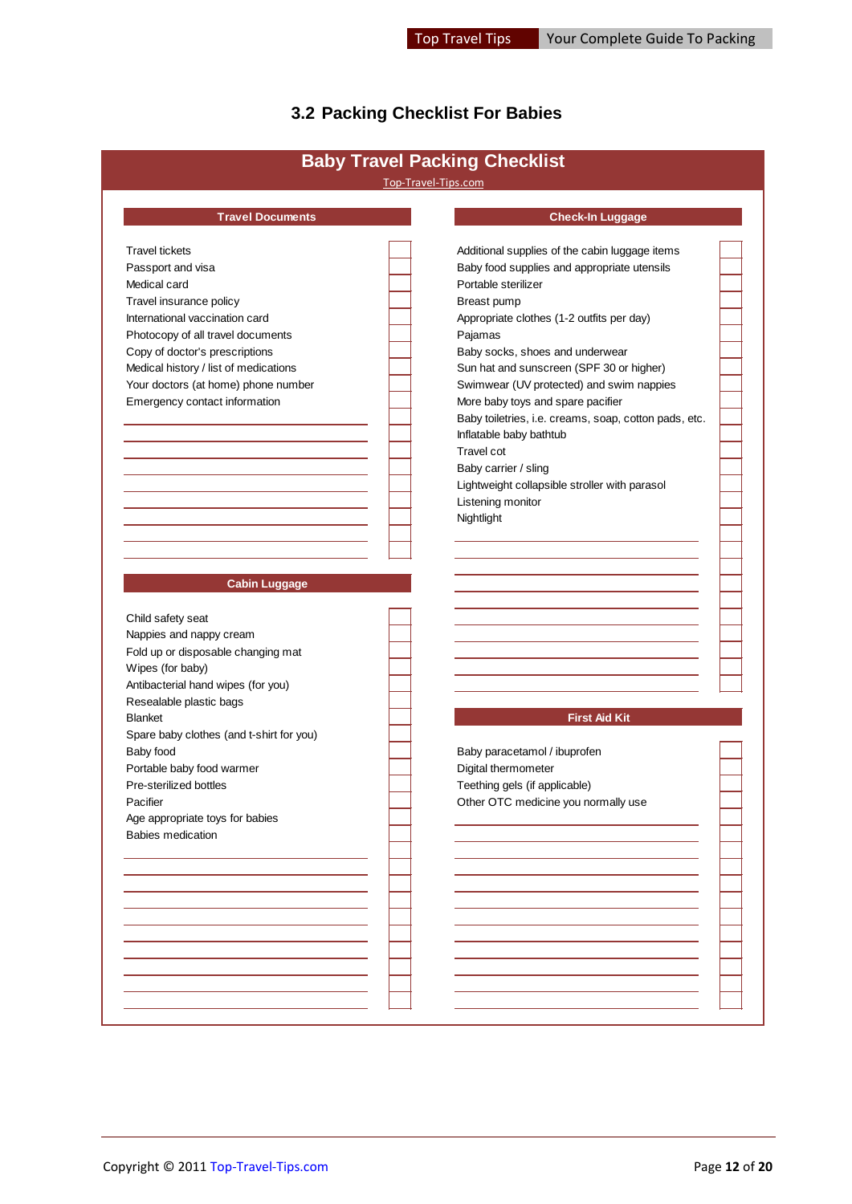## 3.2 Packing Checklist For Babies

# Baby Travel Packing Checklist

Top-Travel-Tips.com

### Travel Documents

- [ ] Travel tickets
- [ ] Passport and visa
- [ ] Medical card
- [ ] Travel insurance policy
- [ ] International vaccination card
- [ ] Photocopy of all travel documents
- [ ] Copy of doctor's prescriptions
- [ ] Medical history / list of medications
- [ ] Your doctors (at home) phone number
- [ ] Emergency contact information

### Cabin Luggage

- [ ] Child safety seat
- [ ] Nappies and nappy cream
- [ ] Fold up or disposable changing mat
- [ ] Wipes (for baby)
- [ ] Antibacterial hand wipes (for you)
- [ ] Resealable plastic bags
- [ ] Blanket
- [ ] Spare baby clothes (and t-shirt for you)
- [ ] Baby food
- [ ] Portable baby food warmer
- [ ] Pre-sterilized bottles
- [ ] Pacifier
- [ ] Age appropriate toys for babies
- [ ] Babies medication

### Check-In Luggage

- [ ] Additional supplies of the cabin luggage items
- [ ] Baby food supplies and appropriate utensils
- [ ] Portable sterilizer
- [ ] Breast pump
- [ ] Appropriate clothes (1-2 outfits per day)
- [ ] Pajamas
- [ ] Baby socks, shoes and underwear
- [ ] Sun hat and sunscreen (SPF 30 or higher)
- [ ] Swimwear (UV protected) and swim nappies
- [ ] More baby toys and spare pacifier
- [ ] Baby toiletries, i.e. creams, soap, cotton pads, etc.
- [ ] Inflatable baby bathtub
- [ ] Travel cot
- [ ] Baby carrier / sling
- [ ] Lightweight collapsible stroller with parasol
- [ ] Listening monitor
- [ ] Nightlight

### First Aid Kit

- [ ] Baby paracetamol / ibuprofen
- [ ] Digital thermometer
- [ ] Teething gels (if applicable)
- [ ] Other OTC medicine you normally use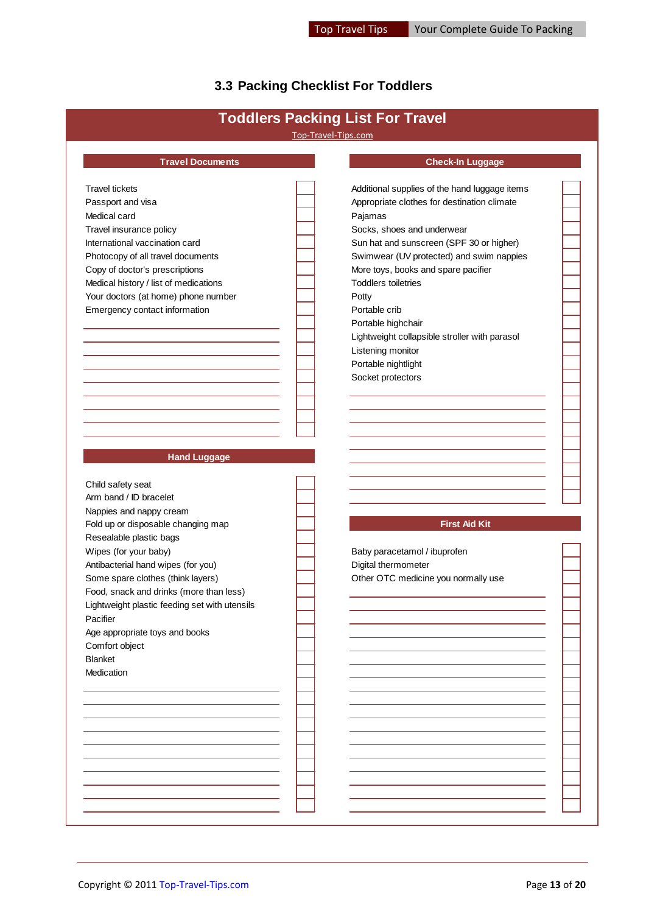### 3.3 Packing Checklist For Toddlers

## Toddlers Packing List For Travel

Top-Travel-Tips.com

**Travel Documents**

- Travel tickets
- Passport and visa
- Medical card
- Travel insurance policy
- International vaccination card
- Photocopy of all travel documents
- Copy of doctor's prescriptions
- Medical history / list of medications
- Your doctors (at home) phone number
- Emergency contact information

**Hand Luggage**

- Child safety seat
- Arm band / ID bracelet
- Nappies and nappy cream
- Fold up or disposable changing map
- Resealable plastic bags
- Wipes (for your baby)
- Antibacterial hand wipes (for you)
- Some spare clothes (think layers)
- Food, snack and drinks (more than less)
- Lightweight plastic feeding set with utensils
- Pacifier
- Age appropriate toys and books
- Comfort object
- Blanket
- Medication

**Check-In Luggage**

- Additional supplies of the hand luggage items
- Appropriate clothes for destination climate
- Pajamas
- Socks, shoes and underwear
- Sun hat and sunscreen (SPF 30 or higher)
- Swimwear (UV protected) and swim nappies
- More toys, books and spare pacifier
- Toddlers toiletries
- Potty
- Portable crib
- Portable highchair
- Lightweight collapsible stroller with parasol
- Listening monitor
- Portable nightlight
- Socket protectors

**First Aid Kit**

- Baby paracetamol / ibuprofen
- Digital thermometer
- Other OTC medicine you normally use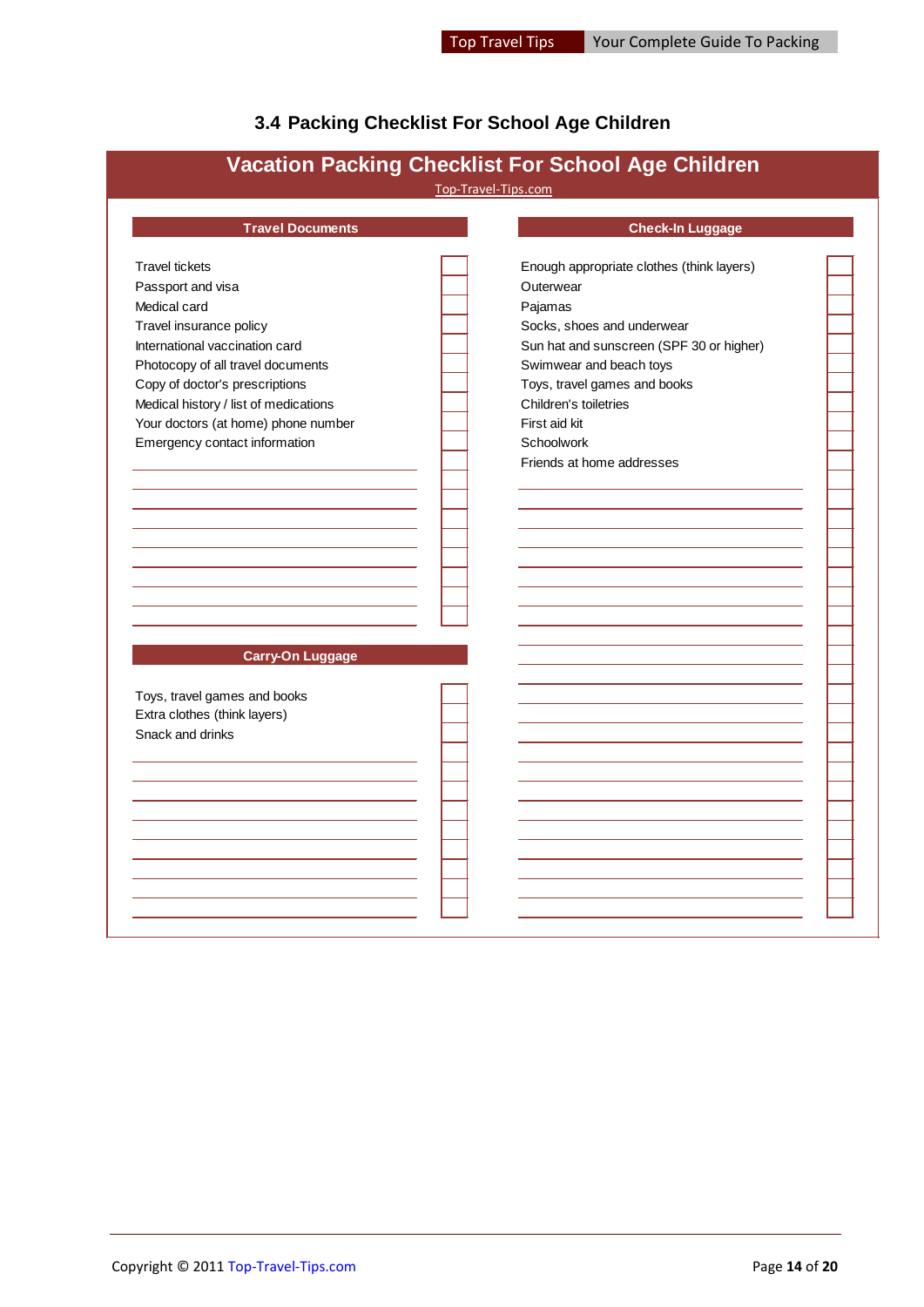## 3.4 Packing Checklist For School Age Children

### Vacation Packing Checklist For School Age Children

Top-Travel-Tips.com

#### Travel Documents

- [ ] Travel tickets
- [ ] Passport and visa
- [ ] Medical card
- [ ] Travel insurance policy
- [ ] International vaccination card
- [ ] Photocopy of all travel documents
- [ ] Copy of doctor's prescriptions
- [ ] Medical history / list of medications
- [ ] Your doctors (at home) phone number
- [ ] Emergency contact information

#### Carry-On Luggage

- [ ] Toys, travel games and books
- [ ] Extra clothes (think layers)
- [ ] Snack and drinks

#### Check-In Luggage

- [ ] Enough appropriate clothes (think layers)
- [ ] Outerwear
- [ ] Pajamas
- [ ] Socks, shoes and underwear
- [ ] Sun hat and sunscreen (SPF 30 or higher)
- [ ] Swimwear and beach toys
- [ ] Toys, travel games and books
- [ ] Children's toiletries
- [ ] First aid kit
- [ ] Schoolwork
- [ ] Friends at home addresses

Copyright © 2011 Top-Travel-Tips.com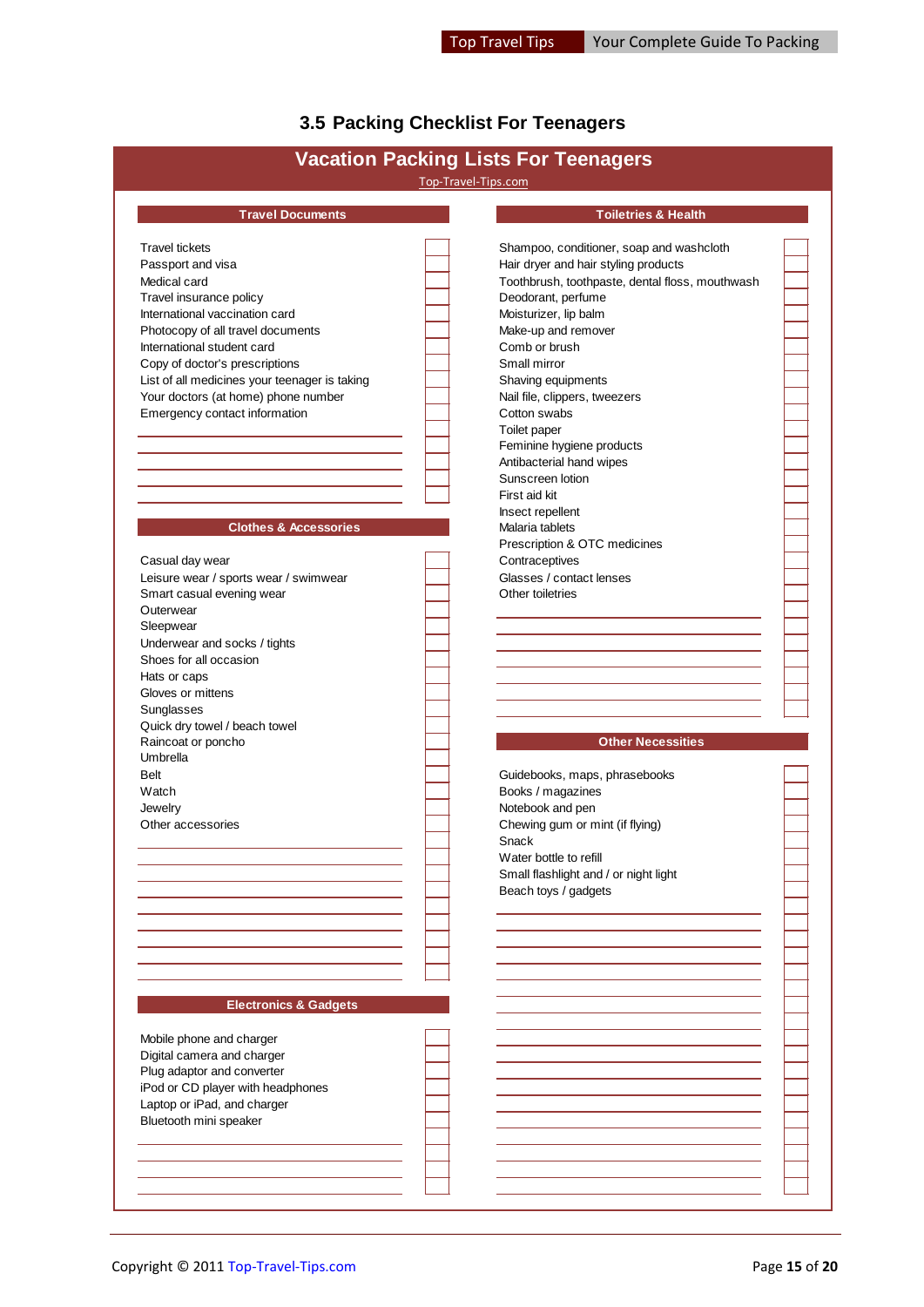## 3.5 Packing Checklist For Teenagers

# Vacation Packing Lists For Teenagers

Top-Travel-Tips.com

### Travel Documents

- [ ] Travel tickets
- [ ] Passport and visa
- [ ] Medical card
- [ ] Travel insurance policy
- [ ] International vaccination card
- [ ] Photocopy of all travel documents
- [ ] International student card
- [ ] Copy of doctor's prescriptions
- [ ] List of all medicines your teenager is taking
- [ ] Your doctors (at home) phone number
- [ ] Emergency contact information

### Clothes & Accessories

- [ ] Casual day wear
- [ ] Leisure wear / sports wear / swimwear
- [ ] Smart casual evening wear
- [ ] Outerwear
- [ ] Sleepwear
- [ ] Underwear and socks / tights
- [ ] Shoes for all occasion
- [ ] Hats or caps
- [ ] Gloves or mittens
- [ ] Sunglasses
- [ ] Quick dry towel / beach towel
- [ ] Raincoat or poncho
- [ ] Umbrella
- [ ] Belt
- [ ] Watch
- [ ] Jewelry
- [ ] Other accessories

### Electronics & Gadgets

- [ ] Mobile phone and charger
- [ ] Digital camera and charger
- [ ] Plug adaptor and converter
- [ ] iPod or CD player with headphones
- [ ] Laptop or iPad, and charger
- [ ] Bluetooth mini speaker

### Toiletries & Health

- [ ] Shampoo, conditioner, soap and washcloth
- [ ] Hair dryer and hair styling products
- [ ] Toothbrush, toothpaste, dental floss, mouthwash
- [ ] Deodorant, perfume
- [ ] Moisturizer, lip balm
- [ ] Make-up and remover
- [ ] Comb or brush
- [ ] Small mirror
- [ ] Shaving equipments
- [ ] Nail file, clippers, tweezers
- [ ] Cotton swabs
- [ ] Toilet paper
- [ ] Feminine hygiene products
- [ ] Antibacterial hand wipes
- [ ] Sunscreen lotion
- [ ] First aid kit
- [ ] Insect repellent
- [ ] Malaria tablets
- [ ] Prescription & OTC medicines
- [ ] Contraceptives
- [ ] Glasses / contact lenses
- [ ] Other toiletries

### Other Necessities

- [ ] Guidebooks, maps, phrasebooks
- [ ] Books / magazines
- [ ] Notebook and pen
- [ ] Chewing gum or mint (if flying)
- [ ] Snack
- [ ] Water bottle to refill
- [ ] Small flashlight and / or night light
- [ ] Beach toys / gadgets

Copyright © 2011 Top-Travel-Tips.com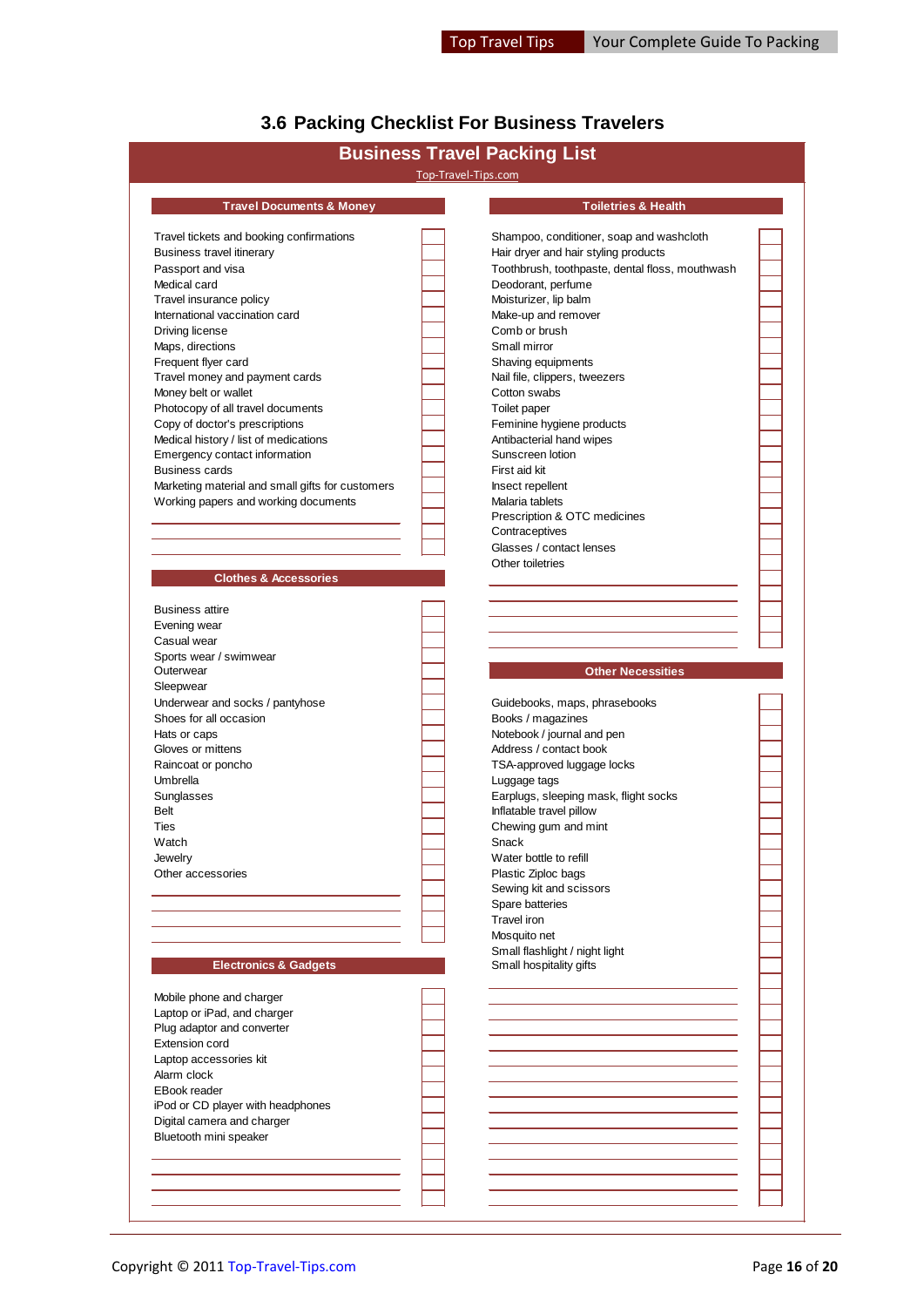## 3.6 Packing Checklist For Business Travelers

### Business Travel Packing List

Top-Travel-Tips.com

#### Travel Documents & Money

- [ ] Travel tickets and booking confirmations
- [ ] Business travel itinerary
- [ ] Passport and visa
- [ ] Medical card
- [ ] Travel insurance policy
- [ ] International vaccination card
- [ ] Driving license
- [ ] Maps, directions
- [ ] Frequent flyer card
- [ ] Travel money and payment cards
- [ ] Money belt or wallet
- [ ] Photocopy of all travel documents
- [ ] Copy of doctor's prescriptions
- [ ] Medical history / list of medications
- [ ] Emergency contact information
- [ ] Business cards
- [ ] Marketing material and small gifts for customers
- [ ] Working papers and working documents
- [ ] ______
- [ ] ______
- [ ] ______

#### Clothes & Accessories

- [ ] Business attire
- [ ] Evening wear
- [ ] Casual wear
- [ ] Sports wear / swimwear
- [ ] Outerwear
- [ ] Sleepwear
- [ ] Underwear and socks / pantyhose
- [ ] Shoes for all occasion
- [ ] Hats or caps
- [ ] Gloves or mittens
- [ ] Raincoat or poncho
- [ ] Umbrella
- [ ] Sunglasses
- [ ] Belt
- [ ] Ties
- [ ] Watch
- [ ] Jewelry
- [ ] Other accessories
- [ ] ______
- [ ] ______
- [ ] ______
- [ ] ______

#### Electronics & Gadgets

- [ ] Mobile phone and charger
- [ ] Laptop or iPad, and charger
- [ ] Plug adaptor and converter
- [ ] Extension cord
- [ ] Laptop accessories kit
- [ ] Alarm clock
- [ ] EBook reader
- [ ] iPod or CD player with headphones
- [ ] Digital camera and charger
- [ ] Bluetooth mini speaker
- [ ] ______
- [ ] ______
- [ ] ______
- [ ] ______

#### Toiletries & Health

- [ ] Shampoo, conditioner, soap and washcloth
- [ ] Hair dryer and hair styling products
- [ ] Toothbrush, toothpaste, dental floss, mouthwash
- [ ] Deodorant, perfume
- [ ] Moisturizer, lip balm
- [ ] Make-up and remover
- [ ] Comb or brush
- [ ] Small mirror
- [ ] Shaving equipments
- [ ] Nail file, clippers, tweezers
- [ ] Cotton swabs
- [ ] Toilet paper
- [ ] Feminine hygiene products
- [ ] Antibacterial hand wipes
- [ ] Sunscreen lotion
- [ ] First aid kit
- [ ] Insect repellent
- [ ] Malaria tablets
- [ ] Prescription & OTC medicines
- [ ] Contraceptives
- [ ] Glasses / contact lenses
- [ ] Other toiletries
- [ ] ______
- [ ] ______
- [ ] ______
- [ ] ______

#### Other Necessities

- [ ] Guidebooks, maps, phrasebooks
- [ ] Books / magazines
- [ ] Notebook / journal and pen
- [ ] Address / contact book
- [ ] TSA-approved luggage locks
- [ ] Luggage tags
- [ ] Earplugs, sleeping mask, flight socks
- [ ] Inflatable travel pillow
- [ ] Chewing gum and mint
- [ ] Snack
- [ ] Water bottle to refill
- [ ] Plastic Ziploc bags
- [ ] Sewing kit and scissors
- [ ] Spare batteries
- [ ] Travel iron
- [ ] Mosquito net
- [ ] Small flashlight / night light
- [ ] Small hospitality gifts
- [ ] ______
- [ ] ______
- [ ] ______
- [ ] ______
- [ ] ______
- [ ] ______
- [ ] ______
- [ ] ______
- [ ] ______
- [ ] ______
- [ ] ______
- [ ] ______
- [ ] ______
- [ ] ______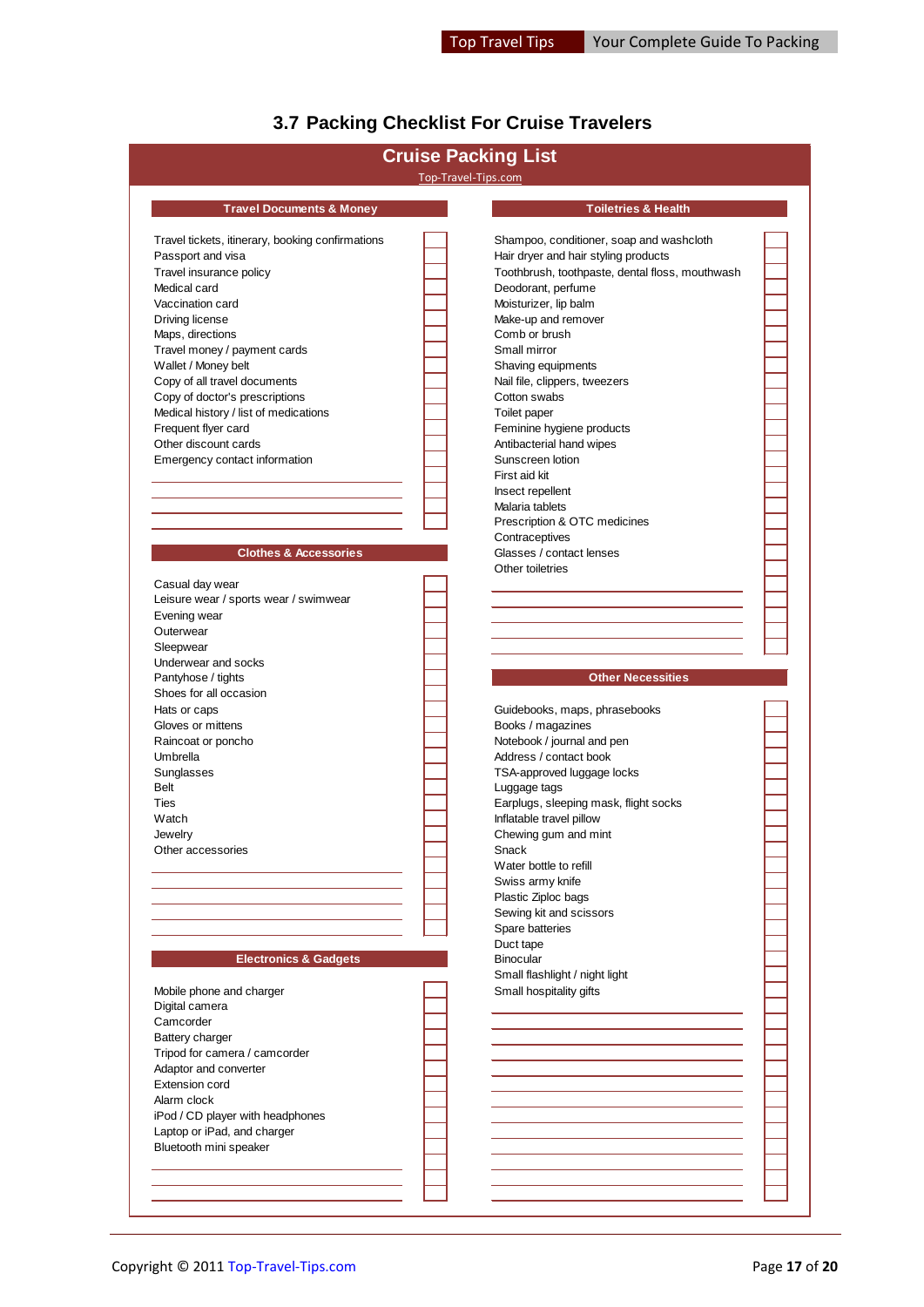## 3.7 Packing Checklist For Cruise Travelers

# Cruise Packing List

Top-Travel-Tips.com

### Travel Documents & Money

- [ ] Travel tickets, itinerary, booking confirmations
- [ ] Passport and visa
- [ ] Travel insurance policy
- [ ] Medical card
- [ ] Vaccination card
- [ ] Driving license
- [ ] Maps, directions
- [ ] Travel money / payment cards
- [ ] Wallet / Money belt
- [ ] Copy of all travel documents
- [ ] Copy of doctor's prescriptions
- [ ] Medical history / list of medications
- [ ] Frequent flyer card
- [ ] Other discount cards
- [ ] Emergency contact information
- [ ] ______________________
- [ ] ______________________
- [ ] ______________________

### Clothes & Accessories

- [ ] Casual day wear
- [ ] Leisure wear / sports wear / swimwear
- [ ] Evening wear
- [ ] Outerwear
- [ ] Sleepwear
- [ ] Underwear and socks
- [ ] Pantyhose / tights
- [ ] Shoes for all occasion
- [ ] Hats or caps
- [ ] Gloves or mittens
- [ ] Raincoat or poncho
- [ ] Umbrella
- [ ] Sunglasses
- [ ] Belt
- [ ] Ties
- [ ] Watch
- [ ] Jewelry
- [ ] Other accessories
- [ ] ______________________
- [ ] ______________________
- [ ] ______________________
- [ ] ______________________
- [ ] ______________________

### Electronics & Gadgets

- [ ] Mobile phone and charger
- [ ] Digital camera
- [ ] Camcorder
- [ ] Battery charger
- [ ] Tripod for camera / camcorder
- [ ] Adaptor and converter
- [ ] Extension cord
- [ ] Alarm clock
- [ ] iPod / CD player with headphones
- [ ] Laptop or iPad, and charger
- [ ] Bluetooth mini speaker
- [ ] ______________________
- [ ] ______________________
- [ ] ______________________

### Toiletries & Health

- [ ] Shampoo, conditioner, soap and washcloth
- [ ] Hair dryer and hair styling products
- [ ] Toothbrush, toothpaste, dental floss, mouthwash
- [ ] Deodorant, perfume
- [ ] Moisturizer, lip balm
- [ ] Make-up and remover
- [ ] Comb or brush
- [ ] Small mirror
- [ ] Shaving equipments
- [ ] Nail file, clippers, tweezers
- [ ] Cotton swabs
- [ ] Toilet paper
- [ ] Feminine hygiene products
- [ ] Antibacterial hand wipes
- [ ] Sunscreen lotion
- [ ] First aid kit
- [ ] Insect repellent
- [ ] Malaria tablets
- [ ] Prescription & OTC medicines
- [ ] Contraceptives
- [ ] Glasses / contact lenses
- [ ] Other toiletries
- [ ] ______________________
- [ ] ______________________
- [ ] ______________________
- [ ] ______________________

### Other Necessities

- [ ] Guidebooks, maps, phrasebooks
- [ ] Books / magazines
- [ ] Notebook / journal and pen
- [ ] Address / contact book
- [ ] TSA-approved luggage locks
- [ ] Luggage tags
- [ ] Earplugs, sleeping mask, flight socks
- [ ] Inflatable travel pillow
- [ ] Chewing gum and mint
- [ ] Snack
- [ ] Water bottle to refill
- [ ] Swiss army knife
- [ ] Plastic Ziploc bags
- [ ] Sewing kit and scissors
- [ ] Spare batteries
- [ ] Duct tape
- [ ] Binocular
- [ ] Small flashlight / night light
- [ ] Small hospitality gifts
- [ ] ______________________
- [ ] ______________________
- [ ] ______________________
- [ ] ______________________
- [ ] ______________________
- [ ] ______________________
- [ ] ______________________
- [ ] ______________________
- [ ] ______________________
- [ ] ______________________
- [ ] ______________________
- [ ] ______________________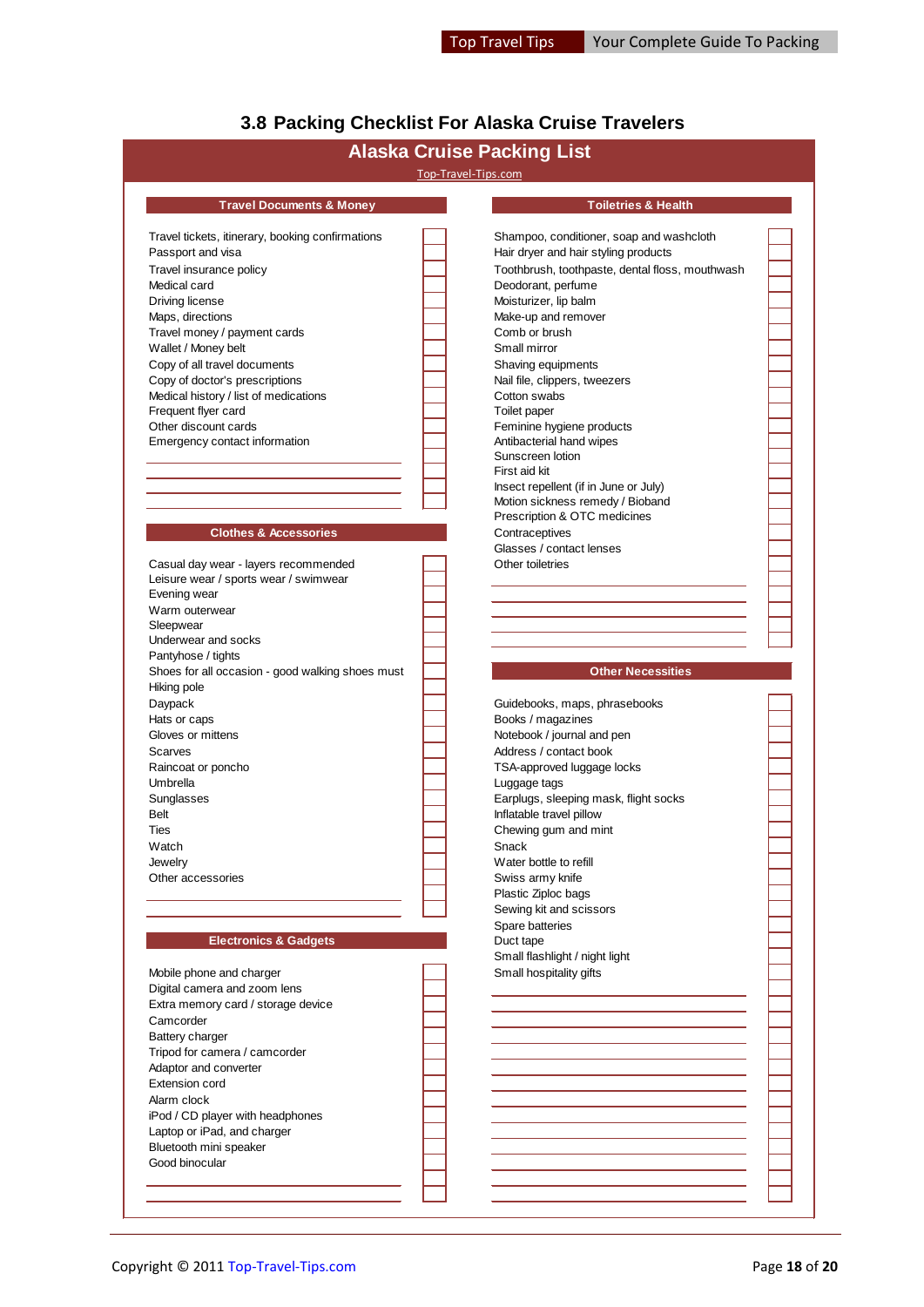## 3.8 Packing Checklist For Alaska Cruise Travelers

### Alaska Cruise Packing List

Top-Travel-Tips.com

#### Travel Documents & Money

- Travel tickets, itinerary, booking confirmations
- Passport and visa
- Travel insurance policy
- Medical card
- Driving license
- Maps, directions
- Travel money / payment cards
- Wallet / Money belt
- Copy of all travel documents
- Copy of doctor's prescriptions
- Medical history / list of medications
- Frequent flyer card
- Other discount cards
- Emergency contact information

#### Clothes & Accessories

- Casual day wear - layers recommended
- Leisure wear / sports wear / swimwear
- Evening wear
- Warm outerwear
- Sleepwear
- Underwear and socks
- Pantyhose / tights
- Shoes for all occasion - good walking shoes must
- Hiking pole
- Daypack
- Hats or caps
- Gloves or mittens
- Scarves
- Raincoat or poncho
- Umbrella
- Sunglasses
- Belt
- Ties
- Watch
- Jewelry
- Other accessories

#### Electronics & Gadgets

- Mobile phone and charger
- Digital camera and zoom lens
- Extra memory card / storage device
- Camcorder
- Battery charger
- Tripod for camera / camcorder
- Adaptor and converter
- Extension cord
- Alarm clock
- iPod / CD player with headphones
- Laptop or iPad, and charger
- Bluetooth mini speaker
- Good binocular

#### Toiletries & Health

- Shampoo, conditioner, soap and washcloth
- Hair dryer and hair styling products
- Toothbrush, toothpaste, dental floss, mouthwash
- Deodorant, perfume
- Moisturizer, lip balm
- Make-up and remover
- Comb or brush
- Small mirror
- Shaving equipments
- Nail file, clippers, tweezers
- Cotton swabs
- Toilet paper
- Feminine hygiene products
- Antibacterial hand wipes
- Sunscreen lotion
- First aid kit
- Insect repellent (if in June or July)
- Motion sickness remedy / Bioband
- Prescription & OTC medicines
- Contraceptives
- Glasses / contact lenses
- Other toiletries

#### Other Necessities

- Guidebooks, maps, phrasebooks
- Books / magazines
- Notebook / journal and pen
- Address / contact book
- TSA-approved luggage locks
- Luggage tags
- Earplugs, sleeping mask, flight socks
- Inflatable travel pillow
- Chewing gum and mint
- Snack
- Water bottle to refill
- Swiss army knife
- Plastic Ziploc bags
- Sewing kit and scissors
- Spare batteries
- Duct tape
- Small flashlight / night light
- Small hospitality gifts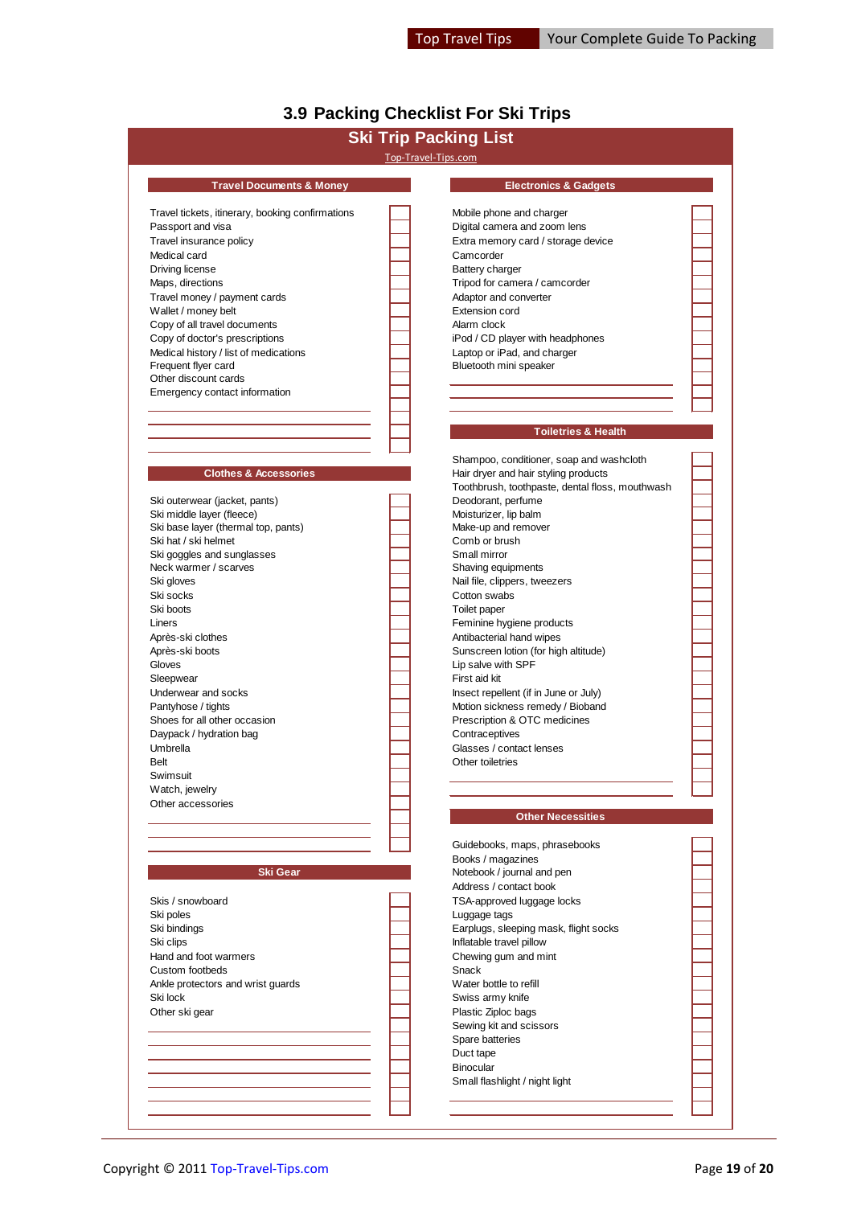## 3.9 Packing Checklist For Ski Trips

### Ski Trip Packing List

Top-Travel-Tips.com

**Travel Documents & Money**

- Travel tickets, itinerary, booking confirmations
- Passport and visa
- Travel insurance policy
- Medical card
- Driving license
- Maps, directions
- Travel money / payment cards
- Wallet / money belt
- Copy of all travel documents
- Copy of doctor's prescriptions
- Medical history / list of medications
- Frequent flyer card
- Other discount cards
- Emergency contact information

**Clothes & Accessories**

- Ski outerwear (jacket, pants)
- Ski middle layer (fleece)
- Ski base layer (thermal top, pants)
- Ski hat / ski helmet
- Ski goggles and sunglasses
- Neck warmer / scarves
- Ski gloves
- Ski socks
- Ski boots
- Liners
- Après-ski clothes
- Après-ski boots
- Gloves
- Sleepwear
- Underwear and socks
- Pantyhose / tights
- Shoes for all other occasion
- Daypack / hydration bag
- Umbrella
- Belt
- Swimsuit
- Watch, jewelry
- Other accessories

**Ski Gear**

- Skis / snowboard
- Ski poles
- Ski bindings
- Ski clips
- Hand and foot warmers
- Custom footbeds
- Ankle protectors and wrist guards
- Ski lock
- Other ski gear

**Electronics & Gadgets**

- Mobile phone and charger
- Digital camera and zoom lens
- Extra memory card / storage device
- Camcorder
- Battery charger
- Tripod for camera / camcorder
- Adaptor and converter
- Extension cord
- Alarm clock
- iPod / CD player with headphones
- Laptop or iPad, and charger
- Bluetooth mini speaker

**Toiletries & Health**

- Shampoo, conditioner, soap and washcloth
- Hair dryer and hair styling products
- Toothbrush, toothpaste, dental floss, mouthwash
- Deodorant, perfume
- Moisturizer, lip balm
- Make-up and remover
- Comb or brush
- Small mirror
- Shaving equipments
- Nail file, clippers, tweezers
- Cotton swabs
- Toilet paper
- Feminine hygiene products
- Antibacterial hand wipes
- Sunscreen lotion (for high altitude)
- Lip salve with SPF
- First aid kit
- Insect repellent (if in June or July)
- Motion sickness remedy / Bioband
- Prescription & OTC medicines
- Contraceptives
- Glasses / contact lenses
- Other toiletries

**Other Necessities**

- Guidebooks, maps, phrasebooks
- Books / magazines
- Notebook / journal and pen
- Address / contact book
- TSA-approved luggage locks
- Luggage tags
- Earplugs, sleeping mask, flight socks
- Inflatable travel pillow
- Chewing gum and mint
- Snack
- Water bottle to refill
- Swiss army knife
- Plastic Ziploc bags
- Sewing kit and scissors
- Spare batteries
- Duct tape
- Binocular
- Small flashlight / night light

Copyright © 2011 Top-Travel-Tips.com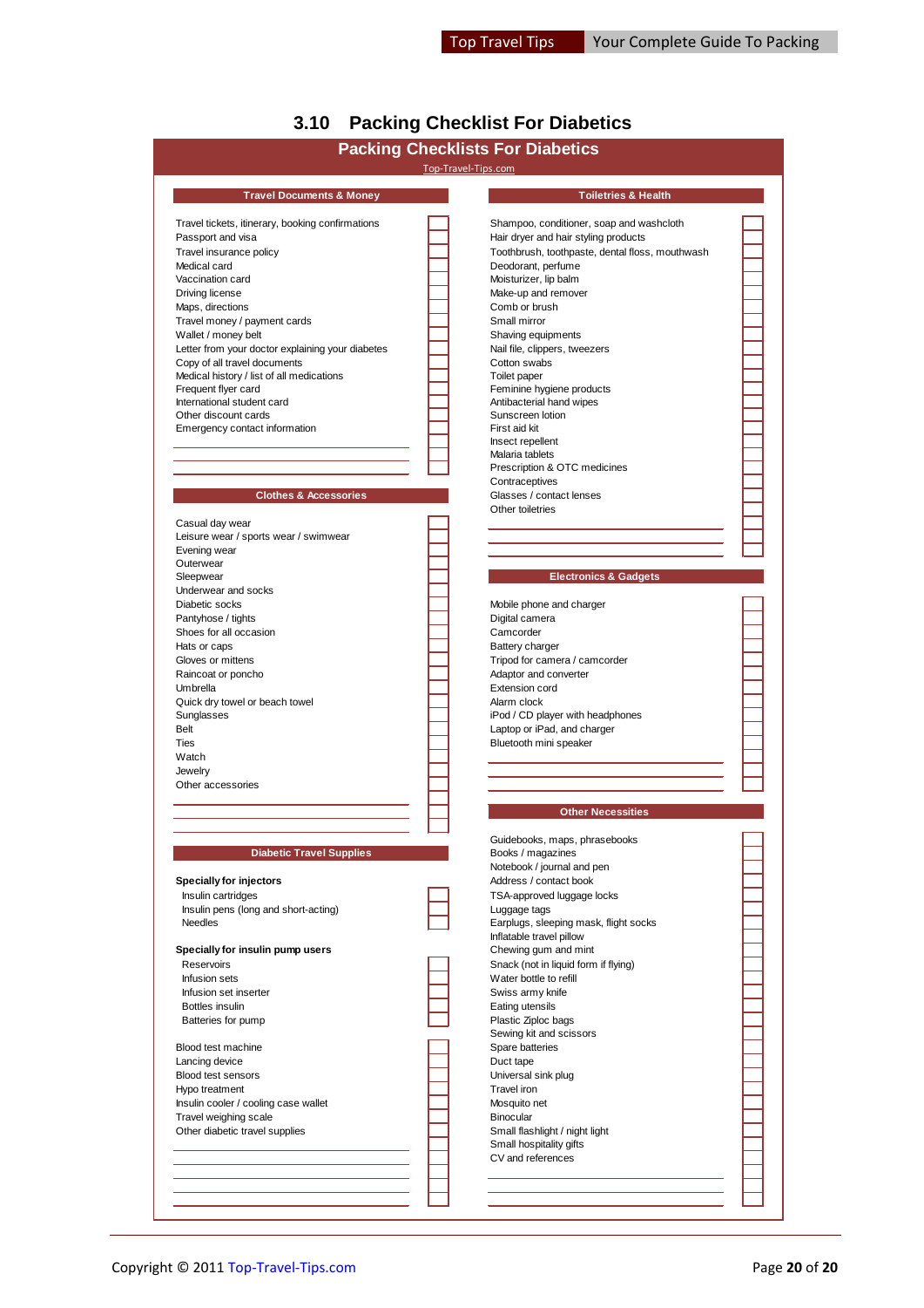## 3.10 Packing Checklist For Diabetics

### Packing Checklists For Diabetics

Top-Travel-Tips.com

#### Travel Documents & Money

- Travel tickets, itinerary, booking confirmations
- Passport and visa
- Travel insurance policy
- Medical card
- Vaccination card
- Driving license
- Maps, directions
- Travel money / payment cards
- Wallet / money belt
- Letter from your doctor explaining your diabetes
- Copy of all travel documents
- Medical history / list of all medications
- Frequent flyer card
- International student card
- Other discount cards
- Emergency contact information

#### Clothes & Accessories

- Casual day wear
- Leisure wear / sports wear / swimwear
- Evening wear
- Outerwear
- Sleepwear
- Underwear and socks
- Diabetic socks
- Pantyhose / tights
- Shoes for all occasion
- Hats or caps
- Gloves or mittens
- Raincoat or poncho
- Umbrella
- Quick dry towel or beach towel
- Sunglasses
- Belt
- Ties
- Watch
- Jewelry
- Other accessories

#### Diabetic Travel Supplies

**Specially for injectors**

- Insulin cartridges
- Insulin pens (long and short-acting)
- Needles

**Specially for insulin pump users**

- Reservoirs
- Infusion sets
- Infusion set inserter
- Bottles insulin
- Batteries for pump

- Blood test machine
- Lancing device
- Blood test sensors
- Hypo treatment
- Insulin cooler / cooling case wallet
- Travel weighing scale
- Other diabetic travel supplies

#### Toiletries & Health

- Shampoo, conditioner, soap and washcloth
- Hair dryer and hair styling products
- Toothbrush, toothpaste, dental floss, mouthwash
- Deodorant, perfume
- Moisturizer, lip balm
- Make-up and remover
- Comb or brush
- Small mirror
- Shaving equipments
- Nail file, clippers, tweezers
- Cotton swabs
- Toilet paper
- Feminine hygiene products
- Antibacterial hand wipes
- Sunscreen lotion
- First aid kit
- Insect repellent
- Malaria tablets
- Prescription & OTC medicines
- Contraceptives
- Glasses / contact lenses
- Other toiletries

#### Electronics & Gadgets

- Mobile phone and charger
- Digital camera
- Camcorder
- Battery charger
- Tripod for camera / camcorder
- Adaptor and converter
- Extension cord
- Alarm clock
- iPod / CD player with headphones
- Laptop or iPad, and charger
- Bluetooth mini speaker

#### Other Necessities

- Guidebooks, maps, phrasebooks
- Books / magazines
- Notebook / journal and pen
- Address / contact book
- TSA-approved luggage locks
- Luggage tags
- Earplugs, sleeping mask, flight socks
- Inflatable travel pillow
- Chewing gum and mint
- Snack (not in liquid form if flying)
- Water bottle to refill
- Swiss army knife
- Eating utensils
- Plastic Ziploc bags
- Sewing kit and scissors
- Spare batteries
- Duct tape
- Universal sink plug
- Travel iron
- Mosquito net
- Binocular
- Small flashlight / night light
- Small hospitality gifts
- CV and references

Copyright © 2011 Top-Travel-Tips.com